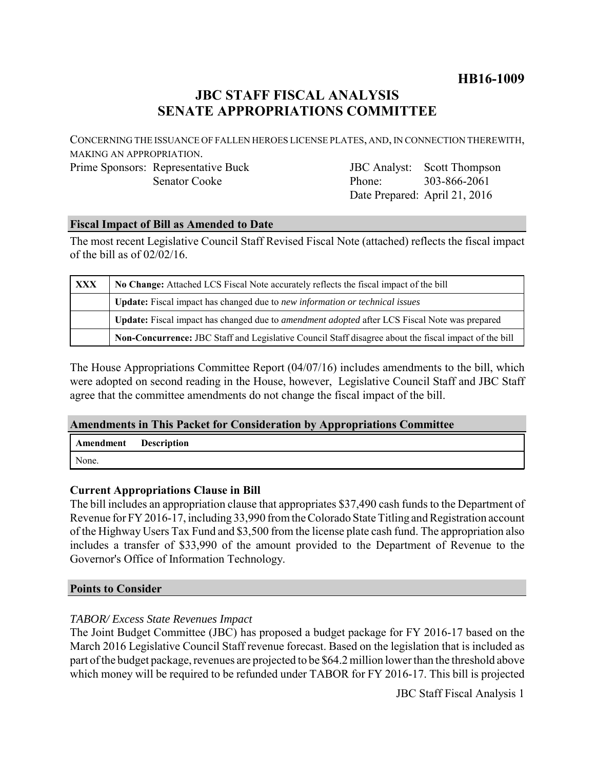**HB16-1009**

# JBC STAFF FISCAL ANALYSIS
# SENATE APPROPRIATIONS COMMITTEE

CONCERNING THE ISSUANCE OF FALLEN HEROES LICENSE PLATES, AND, IN CONNECTION THEREWITH, MAKING AN APPROPRIATION.

| | | | |
|---|---|---|---|
| Prime Sponsors: | Representative Buck | JBC Analyst: | Scott Thompson |
| | Senator Cooke | Phone: | 303-866-2061 |
| | | Date Prepared: | April 21, 2016 |

## Fiscal Impact of Bill as Amended to Date

The most recent Legislative Council Staff Revised Fiscal Note (attached) reflects the fiscal impact of the bill as of 02/02/16.

| | |
|---|---|
| XXX | **No Change:** Attached LCS Fiscal Note accurately reflects the fiscal impact of the bill |
| | **Update:** Fiscal impact has changed due to *new information or technical issues* |
| | **Update:** Fiscal impact has changed due to *amendment adopted* after LCS Fiscal Note was prepared |
| | **Non-Concurrence:** JBC Staff and Legislative Council Staff disagree about the fiscal impact of the bill |

The House Appropriations Committee Report (04/07/16) includes amendments to the bill, which were adopted on second reading in the House, however, Legislative Council Staff and JBC Staff agree that the committee amendments do not change the fiscal impact of the bill.

## Amendments in This Packet for Consideration by Appropriations Committee

| Amendment | Description |
|---|---|
| None. | |

### Current Appropriations Clause in Bill

The bill includes an appropriation clause that appropriates $37,490 cash funds to the Department of Revenue for FY 2016-17, including 33,990 from the Colorado State Titling and Registration account of the Highway Users Tax Fund and $3,500 from the license plate cash fund. The appropriation also includes a transfer of $33,990 of the amount provided to the Department of Revenue to the Governor's Office of Information Technology.

## Points to Consider

*TABOR/ Excess State Revenues Impact*

The Joint Budget Committee (JBC) has proposed a budget package for FY 2016-17 based on the March 2016 Legislative Council Staff revenue forecast. Based on the legislation that is included as part of the budget package, revenues are projected to be $64.2 million lower than the threshold above which money will be required to be refunded under TABOR for FY 2016-17. This bill is projected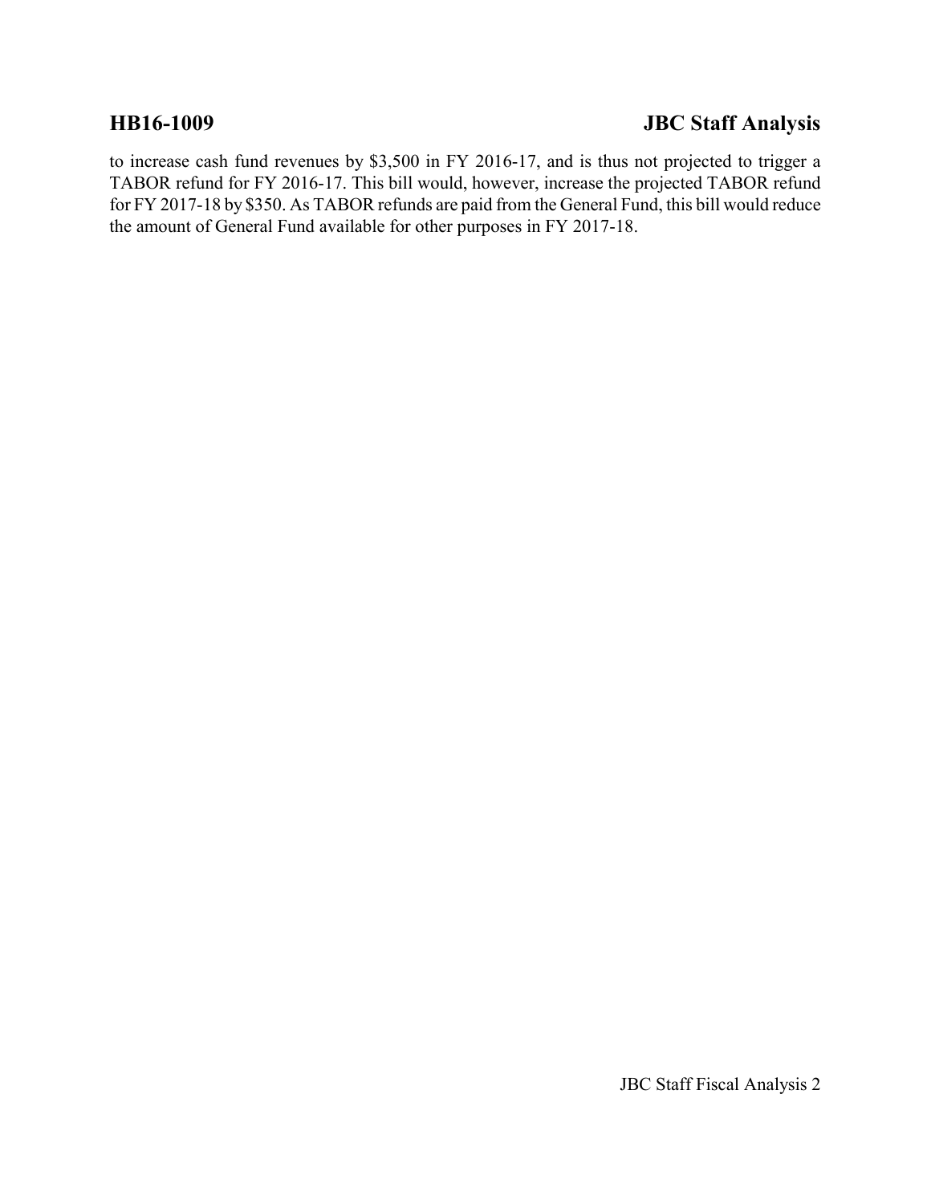to increase cash fund revenues by $3,500 in FY 2016-17, and is thus not projected to trigger a TABOR refund for FY 2016-17. This bill would, however, increase the projected TABOR refund for FY 2017-18 by $350. As TABOR refunds are paid from the General Fund, this bill would reduce the amount of General Fund available for other purposes in FY 2017-18.